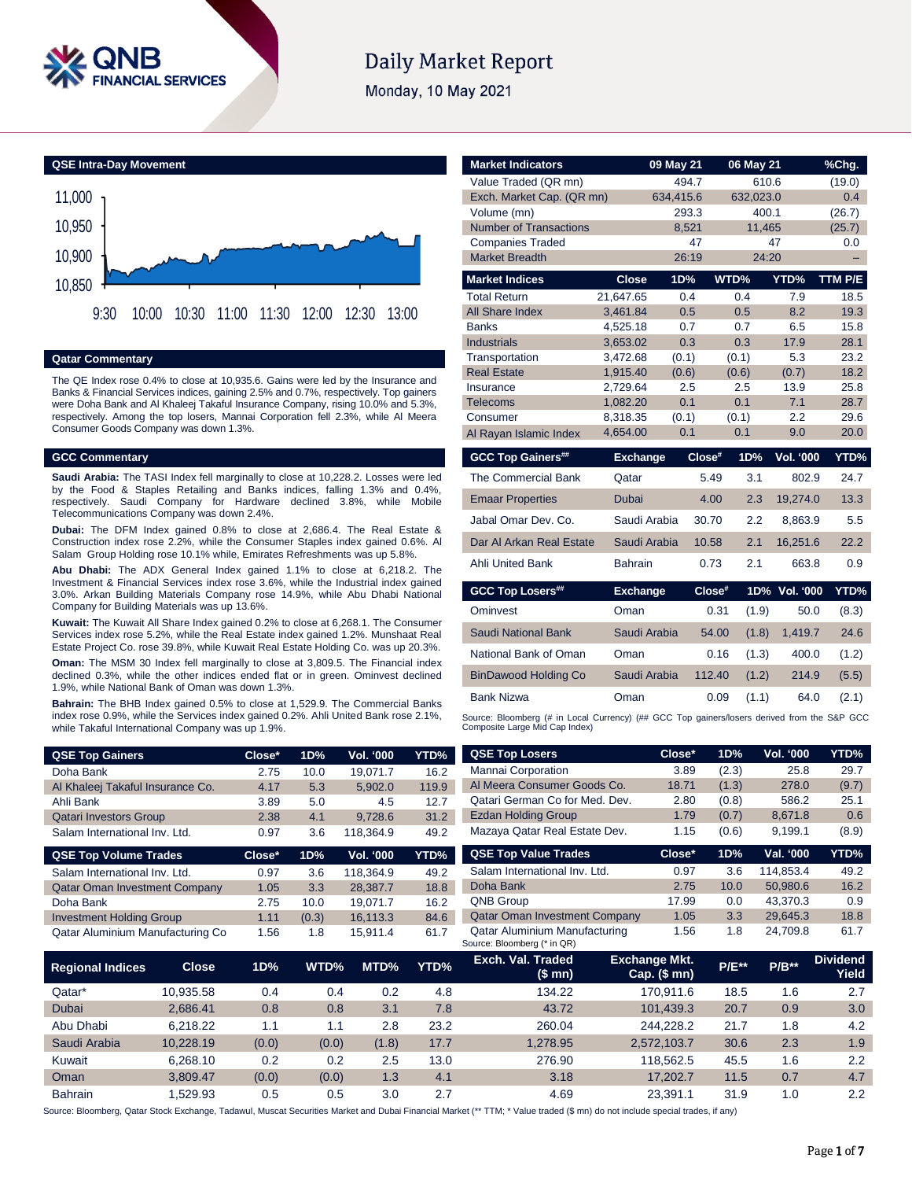# Daily Market Report

Monday, 10 May 2021

## QSE Intra-Day Movement

## Qatar Commentary

The QE Index rose 0.4% to close at 10,935.6. Gains were led by the Insurance and Banks & Financial Services indices, gaining 2.5% and 0.7%, respectively. Top gainers were Doha Bank and Al Khaleej Takaful Insurance Company, rising 10.0% and 5.3%, respectively. Among the top losers, Mannai Corporation fell 2.3%, while Al Meera Consumer Goods Company was down 1.3%.

## GCC Commentary

**Saudi Arabia:** The TASI Index fell marginally to close at 10,228.2. Losses were led by the Food & Staples Retailing and Banks indices, falling 1.3% and 0.4%, respectively. Saudi Company for Hardware declined 3.8%, while Mobile Telecommunications Company was down 2.4%.

**Dubai:** The DFM Index gained 0.8% to close at 2,686.4. The Real Estate & Construction index rose 2.2%, while the Consumer Staples index gained 0.6%. Al Salam Group Holding rose 10.1% while, Emirates Refreshments was up 5.8%.

**Abu Dhabi:** The ADX General Index gained 1.1% to close at 6,218.2. The Investment & Financial Services index rose 3.6%, while the Industrial index gained 3.0%. Arkan Building Materials Company rose 14.9%, while Abu Dhabi National Company for Building Materials was up 13.6%.

**Kuwait:** The Kuwait All Share Index gained 0.2% to close at 6,268.1. The Consumer Services index rose 5.2%, while the Real Estate index gained 1.2%. Munshaat Real Estate Project Co. rose 39.8%, while Kuwait Real Estate Holding Co. was up 20.3%.

**Oman:** The MSM 30 Index fell marginally to close at 3,809.5. The Financial index declined 0.3%, while the other indices ended flat or in green. Ominvest declined 1.9%, while National Bank of Oman was down 1.3%.

**Bahrain:** The BHB Index gained 0.5% to close at 1,529.9. The Commercial Banks index rose 0.9%, while the Services index gained 0.2%. Ahli United Bank rose 2.1%, while Takaful International Company was up 1.9%.

| Market Indicators | 09 May 21 | 06 May 21 | %Chg. |
|---|---|---|---|
| Value Traded (QR mn) | 494.7 | 610.6 | (19.0) |
| Exch. Market Cap. (QR mn) | 634,415.6 | 632,023.0 | 0.4 |
| Volume (mn) | 293.3 | 400.1 | (26.7) |
| Number of Transactions | 8,521 | 11,465 | (25.7) |
| Companies Traded | 47 | 47 | 0.0 |
| Market Breadth | 26:19 | 24:20 | – |

| Market Indices | Close | 1D% | WTD% | YTD% | TTM P/E |
|---|---|---|---|---|---|
| Total Return | 21,647.65 | 0.4 | 0.4 | 7.9 | 18.5 |
| All Share Index | 3,461.84 | 0.5 | 0.5 | 8.2 | 19.3 |
| Banks | 4,525.18 | 0.7 | 0.7 | 6.5 | 15.8 |
| Industrials | 3,653.02 | 0.3 | 0.3 | 17.9 | 28.1 |
| Transportation | 3,472.68 | (0.1) | (0.1) | 5.3 | 23.2 |
| Real Estate | 1,915.40 | (0.6) | (0.6) | (0.7) | 18.2 |
| Insurance | 2,729.64 | 2.5 | 2.5 | 13.9 | 25.8 |
| Telecoms | 1,082.20 | 0.1 | 0.1 | 7.1 | 28.7 |
| Consumer | 8,318.35 | (0.1) | (0.1) | 2.2 | 29.6 |
| Al Rayan Islamic Index | 4,654.00 | 0.1 | 0.1 | 9.0 | 20.0 |

| GCC Top Gainers## | Exchange | Close# | 1D% | Vol. '000 | YTD% |
|---|---|---|---|---|---|
| The Commercial Bank | Qatar | 5.49 | 3.1 | 802.9 | 24.7 |
| Emaar Properties | Dubai | 4.00 | 2.3 | 19,274.0 | 13.3 |
| Jabal Omar Dev. Co. | Saudi Arabia | 30.70 | 2.2 | 8,863.9 | 5.5 |
| Dar Al Arkan Real Estate | Saudi Arabia | 10.58 | 2.1 | 16,251.6 | 22.2 |
| Ahli United Bank | Bahrain | 0.73 | 2.1 | 663.8 | 0.9 |

| GCC Top Losers## | Exchange | Close# | 1D% | Vol. '000 | YTD% |
|---|---|---|---|---|---|
| Ominvest | Oman | 0.31 | (1.9) | 50.0 | (8.3) |
| Saudi National Bank | Saudi Arabia | 54.00 | (1.8) | 1,419.7 | 24.6 |
| National Bank of Oman | Oman | 0.16 | (1.3) | 400.0 | (1.2) |
| BinDawood Holding Co | Saudi Arabia | 112.40 | (1.2) | 214.9 | (5.5) |
| Bank Nizwa | Oman | 0.09 | (1.1) | 64.0 | (2.1) |

Source: Bloomberg (# in Local Currency) (## GCC Top gainers/losers derived from the S&P GCC Composite Large Mid Cap Index)

| QSE Top Gainers | Close* | 1D% | Vol. '000 | YTD% |
|---|---|---|---|---|
| Doha Bank | 2.75 | 10.0 | 19,071.7 | 16.2 |
| Al Khaleej Takaful Insurance Co. | 4.17 | 5.3 | 5,902.0 | 119.9 |
| Ahli Bank | 3.89 | 5.0 | 4.5 | 12.7 |
| Qatari Investors Group | 2.38 | 4.1 | 9,728.6 | 31.2 |
| Salam International Inv. Ltd. | 0.97 | 3.6 | 118,364.9 | 49.2 |

| QSE Top Volume Trades | Close* | 1D% | Vol. '000 | YTD% |
|---|---|---|---|---|
| Salam International Inv. Ltd. | 0.97 | 3.6 | 118,364.9 | 49.2 |
| Qatar Oman Investment Company | 1.05 | 3.3 | 28,387.7 | 18.8 |
| Doha Bank | 2.75 | 10.0 | 19,071.7 | 16.2 |
| Investment Holding Group | 1.11 | (0.3) | 16,113.3 | 84.6 |
| Qatar Aluminium Manufacturing Co | 1.56 | 1.8 | 15,911.4 | 61.7 |

| QSE Top Losers | Close* | 1D% | Vol. '000 | YTD% |
|---|---|---|---|---|
| Mannai Corporation | 3.89 | (2.3) | 25.8 | 29.7 |
| Al Meera Consumer Goods Co. | 18.71 | (1.3) | 278.0 | (9.7) |
| Qatari German Co for Med. Dev. | 2.80 | (0.8) | 586.2 | 25.1 |
| Ezdan Holding Group | 1.79 | (0.7) | 8,671.8 | 0.6 |
| Mazaya Qatar Real Estate Dev. | 1.15 | (0.6) | 9,199.1 | (8.9) |

| QSE Top Value Trades | Close* | 1D% | Val. '000 | YTD% |
|---|---|---|---|---|
| Salam International Inv. Ltd. | 0.97 | 3.6 | 114,853.4 | 49.2 |
| Doha Bank | 2.75 | 10.0 | 50,980.6 | 16.2 |
| QNB Group | 17.99 | 0.0 | 43,370.3 | 0.9 |
| Qatar Oman Investment Company | 1.05 | 3.3 | 29,645.3 | 18.8 |
| Qatar Aluminium Manufacturing | 1.56 | 1.8 | 24,709.8 | 61.7 |

Source: Bloomberg (* in QR)

| Regional Indices | Close | 1D% | WTD% | MTD% | YTD% | Exch. Val. Traded ($ mn) | Exchange Mkt. Cap. ($ mn) | P/E** | P/B** | Dividend Yield |
|---|---|---|---|---|---|---|---|---|---|---|
| Qatar* | 10,935.58 | 0.4 | 0.4 | 0.2 | 4.8 | 134.22 | 170,911.6 | 18.5 | 1.6 | 2.7 |
| Dubai | 2,686.41 | 0.8 | 0.8 | 3.1 | 7.8 | 43.72 | 101,439.3 | 20.7 | 0.9 | 3.0 |
| Abu Dhabi | 6,218.22 | 1.1 | 1.1 | 2.8 | 23.2 | 260.04 | 244,228.2 | 21.7 | 1.8 | 4.2 |
| Saudi Arabia | 10,228.19 | (0.0) | (0.0) | (1.8) | 17.7 | 1,278.95 | 2,572,103.7 | 30.6 | 2.3 | 1.9 |
| Kuwait | 6,268.10 | 0.2 | 0.2 | 2.5 | 13.0 | 276.90 | 118,562.5 | 45.5 | 1.6 | 2.2 |
| Oman | 3,809.47 | (0.0) | (0.0) | 1.3 | 4.1 | 3.18 | 17,202.7 | 11.5 | 0.7 | 4.7 |
| Bahrain | 1,529.93 | 0.5 | 0.5 | 3.0 | 2.7 | 4.69 | 23,391.1 | 31.9 | 1.0 | 2.2 |

Source: Bloomberg, Qatar Stock Exchange, Tadawul, Muscat Securities Market and Dubai Financial Market (** TTM; * Value traded ($ mn) do not include special trades, if any)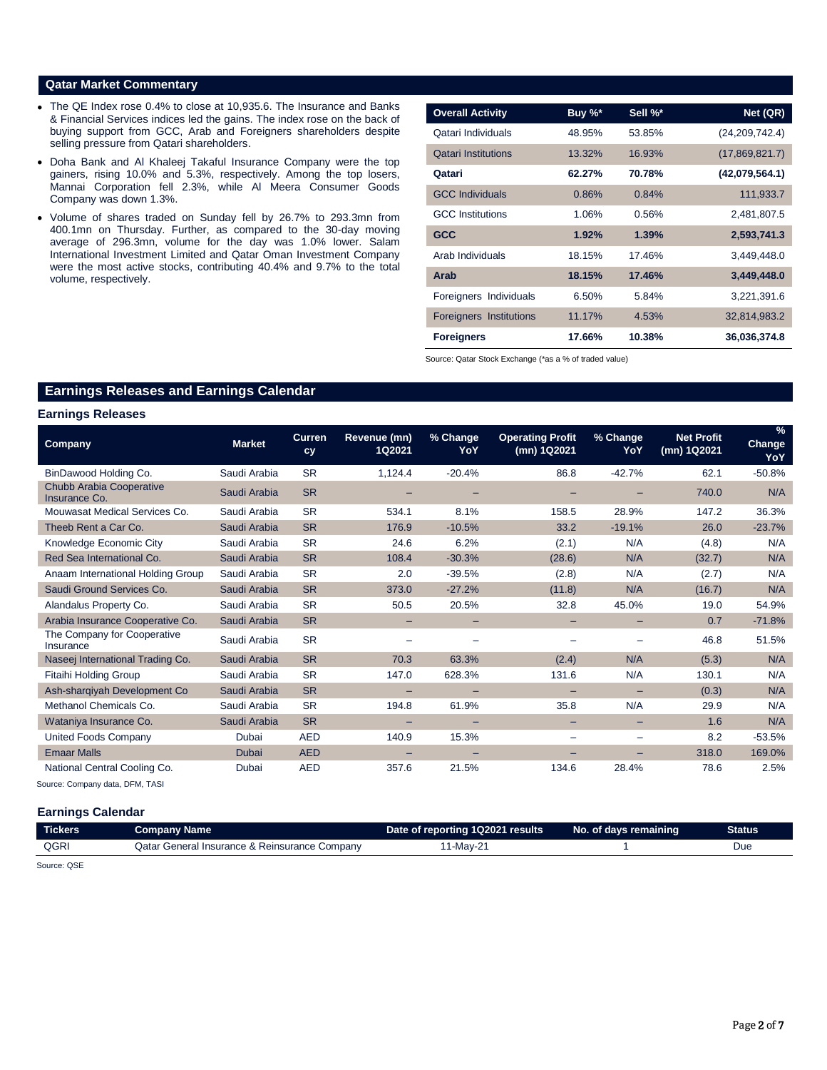## Qatar Market Commentary

- The QE Index rose 0.4% to close at 10,935.6. The Insurance and Banks & Financial Services indices led the gains. The index rose on the back of buying support from GCC, Arab and Foreigners shareholders despite selling pressure from Qatari shareholders.
- Doha Bank and Al Khaleej Takaful Insurance Company were the top gainers, rising 10.0% and 5.3%, respectively. Among the top losers, Mannai Corporation fell 2.3%, while Al Meera Consumer Goods Company was down 1.3%.
- Volume of shares traded on Sunday fell by 26.7% to 293.3mn from 400.1mn on Thursday. Further, as compared to the 30-day moving average of 296.3mn, volume for the day was 1.0% lower. Salam International Investment Limited and Qatar Oman Investment Company were the most active stocks, contributing 40.4% and 9.7% to the total volume, respectively.

| Overall Activity | Buy %* | Sell %* | Net (QR) |
|---|---|---|---|
| Qatari Individuals | 48.95% | 53.85% | (24,209,742.4) |
| Qatari Institutions | 13.32% | 16.93% | (17,869,821.7) |
| **Qatari** | **62.27%** | **70.78%** | **(42,079,564.1)** |
| GCC Individuals | 0.86% | 0.84% | 111,933.7 |
| GCC Institutions | 1.06% | 0.56% | 2,481,807.5 |
| **GCC** | **1.92%** | **1.39%** | **2,593,741.3** |
| Arab Individuals | 18.15% | 17.46% | 3,449,448.0 |
| **Arab** | **18.15%** | **17.46%** | **3,449,448.0** |
| Foreigners Individuals | 6.50% | 5.84% | 3,221,391.6 |
| Foreigners Institutions | 11.17% | 4.53% | 32,814,983.2 |
| **Foreigners** | **17.66%** | **10.38%** | **36,036,374.8** |

Source: Qatar Stock Exchange (*as a % of traded value)

## Earnings Releases and Earnings Calendar

### Earnings Releases

| Company | Market | Currency | Revenue (mn) 1Q2021 | % Change YoY | Operating Profit (mn) 1Q2021 | % Change YoY | Net Profit (mn) 1Q2021 | % Change YoY |
|---|---|---|---|---|---|---|---|---|
| BinDawood Holding Co. | Saudi Arabia | SR | 1,124.4 | -20.4% | 86.8 | -42.7% | 62.1 | -50.8% |
| Chubb Arabia Cooperative Insurance Co. | Saudi Arabia | SR | – | – | – | – | 740.0 | N/A |
| Mouwasat Medical Services Co. | Saudi Arabia | SR | 534.1 | 8.1% | 158.5 | 28.9% | 147.2 | 36.3% |
| Theeb Rent a Car Co. | Saudi Arabia | SR | 176.9 | -10.5% | 33.2 | -19.1% | 26.0 | -23.7% |
| Knowledge Economic City | Saudi Arabia | SR | 24.6 | 6.2% | (2.1) | N/A | (4.8) | N/A |
| Red Sea International Co. | Saudi Arabia | SR | 108.4 | -30.3% | (28.6) | N/A | (32.7) | N/A |
| Anaam International Holding Group | Saudi Arabia | SR | 2.0 | -39.5% | (2.8) | N/A | (2.7) | N/A |
| Saudi Ground Services Co. | Saudi Arabia | SR | 373.0 | -27.2% | (11.8) | N/A | (16.7) | N/A |
| Alandalus Property Co. | Saudi Arabia | SR | 50.5 | 20.5% | 32.8 | 45.0% | 19.0 | 54.9% |
| Arabia Insurance Cooperative Co. | Saudi Arabia | SR | – | – | – | – | 0.7 | -71.8% |
| The Company for Cooperative Insurance | Saudi Arabia | SR | – | – | – | – | 46.8 | 51.5% |
| Naseej International Trading Co. | Saudi Arabia | SR | 70.3 | 63.3% | (2.4) | N/A | (5.3) | N/A |
| Fitaihi Holding Group | Saudi Arabia | SR | 147.0 | 628.3% | 131.6 | N/A | 130.1 | N/A |
| Ash-sharqiyah Development Co | Saudi Arabia | SR | – | – | – | – | (0.3) | N/A |
| Methanol Chemicals Co. | Saudi Arabia | SR | 194.8 | 61.9% | 35.8 | N/A | 29.9 | N/A |
| Wataniya Insurance Co. | Saudi Arabia | SR | – | – | – | – | 1.6 | N/A |
| United Foods Company | Dubai | AED | 140.9 | 15.3% | – | – | 8.2 | -53.5% |
| Emaar Malls | Dubai | AED | – | – | – | – | 318.0 | 169.0% |
| National Central Cooling Co. | Dubai | AED | 357.6 | 21.5% | 134.6 | 28.4% | 78.6 | 2.5% |

Source: Company data, DFM, TASI

### Earnings Calendar

| Tickers | Company Name | Date of reporting 1Q2021 results | No. of days remaining | Status |
|---|---|---|---|---|
| QGRI | Qatar General Insurance & Reinsurance Company | 11-May-21 | 1 | Due |

Source: QSE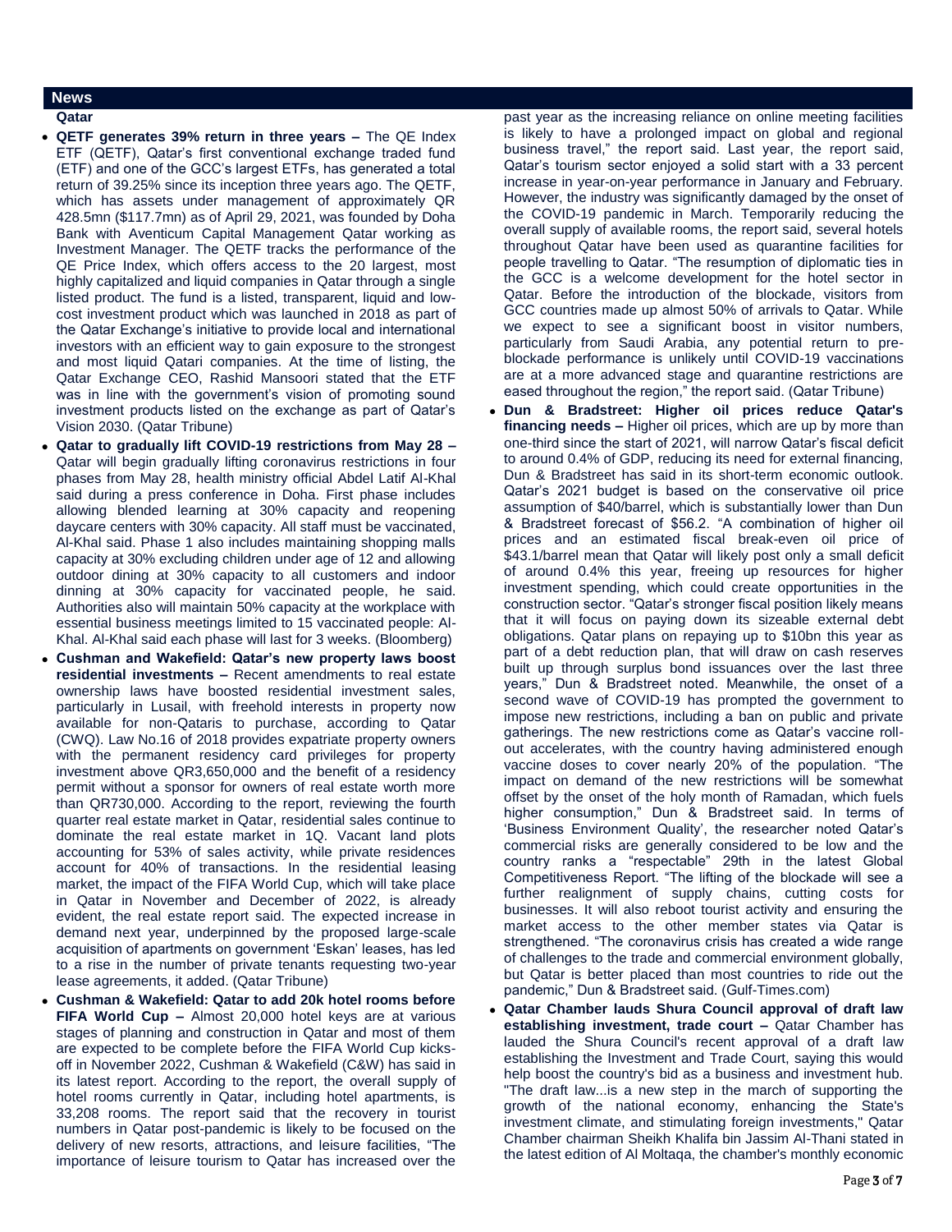## News

### Qatar

- **QETF generates 39% return in three years –** The QE Index ETF (QETF), Qatar's first conventional exchange traded fund (ETF) and one of the GCC's largest ETFs, has generated a total return of 39.25% since its inception three years ago. The QETF, which has assets under management of approximately QR 428.5mn ($117.7mn) as of April 29, 2021, was founded by Doha Bank with Aventicum Capital Management Qatar working as Investment Manager. The QETF tracks the performance of the QE Price Index, which offers access to the 20 largest, most highly capitalized and liquid companies in Qatar through a single listed product. The fund is a listed, transparent, liquid and low-cost investment product which was launched in 2018 as part of the Qatar Exchange's initiative to provide local and international investors with an efficient way to gain exposure to the strongest and most liquid Qatari companies. At the time of listing, the Qatar Exchange CEO, Rashid Mansoori stated that the ETF was in line with the government's vision of promoting sound investment products listed on the exchange as part of Qatar's Vision 2030. (Qatar Tribune)

- **Qatar to gradually lift COVID-19 restrictions from May 28 –** Qatar will begin gradually lifting coronavirus restrictions in four phases from May 28, health ministry official Abdel Latif Al-Khal said during a press conference in Doha. First phase includes allowing blended learning at 30% capacity and reopening daycare centers with 30% capacity. All staff must be vaccinated, Al-Khal said. Phase 1 also includes maintaining shopping malls capacity at 30% excluding children under age of 12 and allowing outdoor dining at 30% capacity to all customers and indoor dinning at 30% capacity for vaccinated people, he said. Authorities also will maintain 50% capacity at the workplace with essential business meetings limited to 15 vaccinated people: Al-Khal. Al-Khal said each phase will last for 3 weeks. (Bloomberg)

- **Cushman and Wakefield: Qatar's new property laws boost residential investments –** Recent amendments to real estate ownership laws have boosted residential investment sales, particularly in Lusail, with freehold interests in property now available for non-Qataris to purchase, according to Qatar (CWQ). Law No.16 of 2018 provides expatriate property owners with the permanent residency card privileges for property investment above QR3,650,000 and the benefit of a residency permit without a sponsor for owners of real estate worth more than QR730,000. According to the report, reviewing the fourth quarter real estate market in Qatar, residential sales continue to dominate the real estate market in 1Q. Vacant land plots accounting for 53% of sales activity, while private residences account for 40% of transactions. In the residential leasing market, the impact of the FIFA World Cup, which will take place in Qatar in November and December of 2022, is already evident, the real estate report said. The expected increase in demand next year, underpinned by the proposed large-scale acquisition of apartments on government 'Eskan' leases, has led to a rise in the number of private tenants requesting two-year lease agreements, it added. (Qatar Tribune)

- **Cushman & Wakefield: Qatar to add 20k hotel rooms before FIFA World Cup –** Almost 20,000 hotel keys are at various stages of planning and construction in Qatar and most of them are expected to be complete before the FIFA World Cup kicks-off in November 2022, Cushman & Wakefield (C&W) has said in its latest report. According to the report, the overall supply of hotel rooms currently in Qatar, including hotel apartments, is 33,208 rooms. The report said that the recovery in tourist numbers in Qatar post-pandemic is likely to be focused on the delivery of new resorts, attractions, and leisure facilities, "The importance of leisure tourism to Qatar has increased over the past year as the increasing reliance on online meeting facilities is likely to have a prolonged impact on global and regional business travel," the report said. Last year, the report said, Qatar's tourism sector enjoyed a solid start with a 33 percent increase in year-on-year performance in January and February. However, the industry was significantly damaged by the onset of the COVID-19 pandemic in March. Temporarily reducing the overall supply of available rooms, the report said, several hotels throughout Qatar have been used as quarantine facilities for people travelling to Qatar. "The resumption of diplomatic ties in the GCC is a welcome development for the hotel sector in Qatar. Before the introduction of the blockade, visitors from GCC countries made up almost 50% of arrivals to Qatar. While we expect to see a significant boost in visitor numbers, particularly from Saudi Arabia, any potential return to pre-blockade performance is unlikely until COVID-19 vaccinations are at a more advanced stage and quarantine restrictions are eased throughout the region," the report said. (Qatar Tribune)

- **Dun & Bradstreet: Higher oil prices reduce Qatar's financing needs –** Higher oil prices, which are up by more than one-third since the start of 2021, will narrow Qatar's fiscal deficit to around 0.4% of GDP, reducing its need for external financing, Dun & Bradstreet has said in its short-term economic outlook. Qatar's 2021 budget is based on the conservative oil price assumption of $40/barrel, which is substantially lower than Dun & Bradstreet forecast of $56.2. "A combination of higher oil prices and an estimated fiscal break-even oil price of $43.1/barrel mean that Qatar will likely post only a small deficit of around 0.4% this year, freeing up resources for higher investment spending, which could create opportunities in the construction sector. "Qatar's stronger fiscal position likely means that it will focus on paying down its sizeable external debt obligations. Qatar plans on repaying up to $10bn this year as part of a debt reduction plan, that will draw on cash reserves built up through surplus bond issuances over the last three years," Dun & Bradstreet noted. Meanwhile, the onset of a second wave of COVID-19 has prompted the government to impose new restrictions, including a ban on public and private gatherings. The new restrictions come as Qatar's vaccine roll-out accelerates, with the country having administered enough vaccine doses to cover nearly 20% of the population. "The impact on demand of the new restrictions will be somewhat offset by the onset of the holy month of Ramadan, which fuels higher consumption," Dun & Bradstreet said. In terms of 'Business Environment Quality', the researcher noted Qatar's commercial risks are generally considered to be low and the country ranks a "respectable" 29th in the latest Global Competitiveness Report. "The lifting of the blockade will see a further realignment of supply chains, cutting costs for businesses. It will also reboot tourist activity and ensuring the market access to the other member states via Qatar is strengthened. "The coronavirus crisis has created a wide range of challenges to the trade and commercial environment globally, but Qatar is better placed than most countries to ride out the pandemic," Dun & Bradstreet said. (Gulf-Times.com)

- **Qatar Chamber lauds Shura Council approval of draft law establishing investment, trade court –** Qatar Chamber has lauded the Shura Council's recent approval of a draft law establishing the Investment and Trade Court, saying this would help boost the country's bid as a business and investment hub. "The draft law...is a new step in the march of supporting the State's investment climate, and stimulating foreign investments," Qatar Chamber chairman Sheikh Khalifa bin Jassim Al-Thani stated in the latest edition of Al Moltaqa, the chamber's monthly economic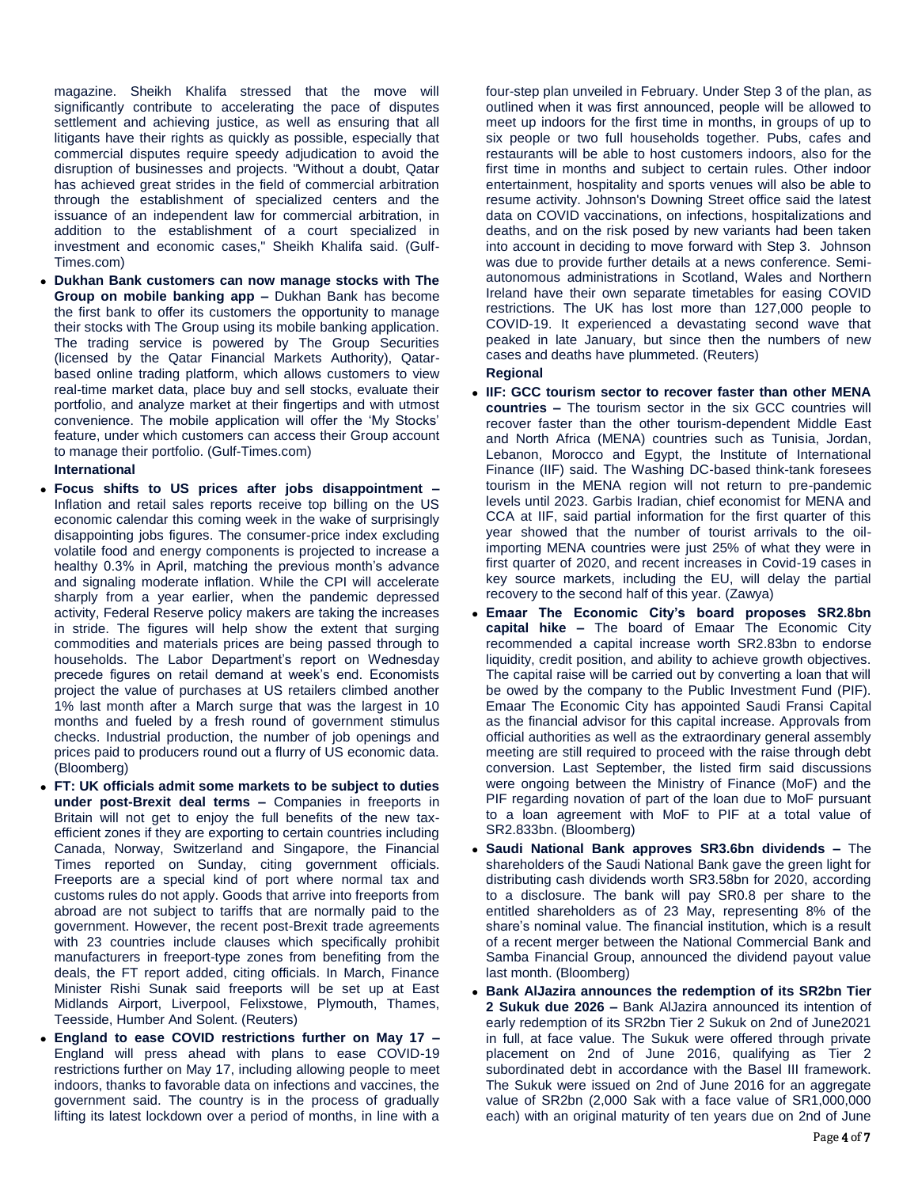magazine. Sheikh Khalifa stressed that the move will significantly contribute to accelerating the pace of disputes settlement and achieving justice, as well as ensuring that all litigants have their rights as quickly as possible, especially that commercial disputes require speedy adjudication to avoid the disruption of businesses and projects. "Without a doubt, Qatar has achieved great strides in the field of commercial arbitration through the establishment of specialized centers and the issuance of an independent law for commercial arbitration, in addition to the establishment of a court specialized in investment and economic cases," Sheikh Khalifa said. (Gulf-Times.com)

- **Dukhan Bank customers can now manage stocks with The Group on mobile banking app –** Dukhan Bank has become the first bank to offer its customers the opportunity to manage their stocks with The Group using its mobile banking application. The trading service is powered by The Group Securities (licensed by the Qatar Financial Markets Authority), Qatar-based online trading platform, which allows customers to view real-time market data, place buy and sell stocks, evaluate their portfolio, and analyze market at their fingertips and with utmost convenience. The mobile application will offer the 'My Stocks' feature, under which customers can access their Group account to manage their portfolio. (Gulf-Times.com)

**International**

- **Focus shifts to US prices after jobs disappointment –** Inflation and retail sales reports receive top billing on the US economic calendar this coming week in the wake of surprisingly disappointing jobs figures. The consumer-price index excluding volatile food and energy components is projected to increase a healthy 0.3% in April, matching the previous month's advance and signaling moderate inflation. While the CPI will accelerate sharply from a year earlier, when the pandemic depressed activity, Federal Reserve policy makers are taking the increases in stride. The figures will help show the extent that surging commodities and materials prices are being passed through to households. The Labor Department's report on Wednesday precede figures on retail demand at week's end. Economists project the value of purchases at US retailers climbed another 1% last month after a March surge that was the largest in 10 months and fueled by a fresh round of government stimulus checks. Industrial production, the number of job openings and prices paid to producers round out a flurry of US economic data. (Bloomberg)
- **FT: UK officials admit some markets to be subject to duties under post-Brexit deal terms –** Companies in freeports in Britain will not get to enjoy the full benefits of the new tax-efficient zones if they are exporting to certain countries including Canada, Norway, Switzerland and Singapore, the Financial Times reported on Sunday, citing government officials. Freeports are a special kind of port where normal tax and customs rules do not apply. Goods that arrive into freeports from abroad are not subject to tariffs that are normally paid to the government. However, the recent post-Brexit trade agreements with 23 countries include clauses which specifically prohibit manufacturers in freeport-type zones from benefiting from the deals, the FT report added, citing officials. In March, Finance Minister Rishi Sunak said freeports will be set up at East Midlands Airport, Liverpool, Felixstowe, Plymouth, Thames, Teesside, Humber And Solent. (Reuters)
- **England to ease COVID restrictions further on May 17 –** England will press ahead with plans to ease COVID-19 restrictions further on May 17, including allowing people to meet indoors, thanks to favorable data on infections and vaccines, the government said. The country is in the process of gradually lifting its latest lockdown over a period of months, in line with a four-step plan unveiled in February. Under Step 3 of the plan, as outlined when it was first announced, people will be allowed to meet up indoors for the first time in months, in groups of up to six people or two full households together. Pubs, cafes and restaurants will be able to host customers indoors, also for the first time in months and subject to certain rules. Other indoor entertainment, hospitality and sports venues will also be able to resume activity. Johnson's Downing Street office said the latest data on COVID vaccinations, on infections, hospitalizations and deaths, and on the risk posed by new variants had been taken into account in deciding to move forward with Step 3. Johnson was due to provide further details at a news conference. Semi-autonomous administrations in Scotland, Wales and Northern Ireland have their own separate timetables for easing COVID restrictions. The UK has lost more than 127,000 people to COVID-19. It experienced a devastating second wave that peaked in late January, but since then the numbers of new cases and deaths have plummeted. (Reuters)

**Regional**

- **IIF: GCC tourism sector to recover faster than other MENA countries –** The tourism sector in the six GCC countries will recover faster than the other tourism-dependent Middle East and North Africa (MENA) countries such as Tunisia, Jordan, Lebanon, Morocco and Egypt, the Institute of International Finance (IIF) said. The Washing DC-based think-tank foresees tourism in the MENA region will not return to pre-pandemic levels until 2023. Garbis Iradian, chief economist for MENA and CCA at IIF, said partial information for the first quarter of this year showed that the number of tourist arrivals to the oil-importing MENA countries were just 25% of what they were in first quarter of 2020, and recent increases in Covid-19 cases in key source markets, including the EU, will delay the partial recovery to the second half of this year. (Zawya)
- **Emaar The Economic City's board proposes SR2.8bn capital hike –** The board of Emaar The Economic City recommended a capital increase worth SR2.83bn to endorse liquidity, credit position, and ability to achieve growth objectives. The capital raise will be carried out by converting a loan that will be owed by the company to the Public Investment Fund (PIF). Emaar The Economic City has appointed Saudi Fransi Capital as the financial advisor for this capital increase. Approvals from official authorities as well as the extraordinary general assembly meeting are still required to proceed with the raise through debt conversion. Last September, the listed firm said discussions were ongoing between the Ministry of Finance (MoF) and the PIF regarding novation of part of the loan due to MoF pursuant to a loan agreement with MoF to PIF at a total value of SR2.833bn. (Bloomberg)
- **Saudi National Bank approves SR3.6bn dividends –** The shareholders of the Saudi National Bank gave the green light for distributing cash dividends worth SR3.58bn for 2020, according to a disclosure. The bank will pay SR0.8 per share to the entitled shareholders as of 23 May, representing 8% of the share's nominal value. The financial institution, which is a result of a recent merger between the National Commercial Bank and Samba Financial Group, announced the dividend payout value last month. (Bloomberg)
- **Bank AlJazira announces the redemption of its SR2bn Tier 2 Sukuk due 2026 –** Bank AlJazira announced its intention of early redemption of its SR2bn Tier 2 Sukuk on 2nd of June2021 in full, at face value. The Sukuk were offered through private placement on 2nd of June 2016, qualifying as Tier 2 subordinated debt in accordance with the Basel III framework. The Sukuk were issued on 2nd of June 2016 for an aggregate value of SR2bn (2,000 Sak with a face value of SR1,000,000 each) with an original maturity of ten years due on 2nd of June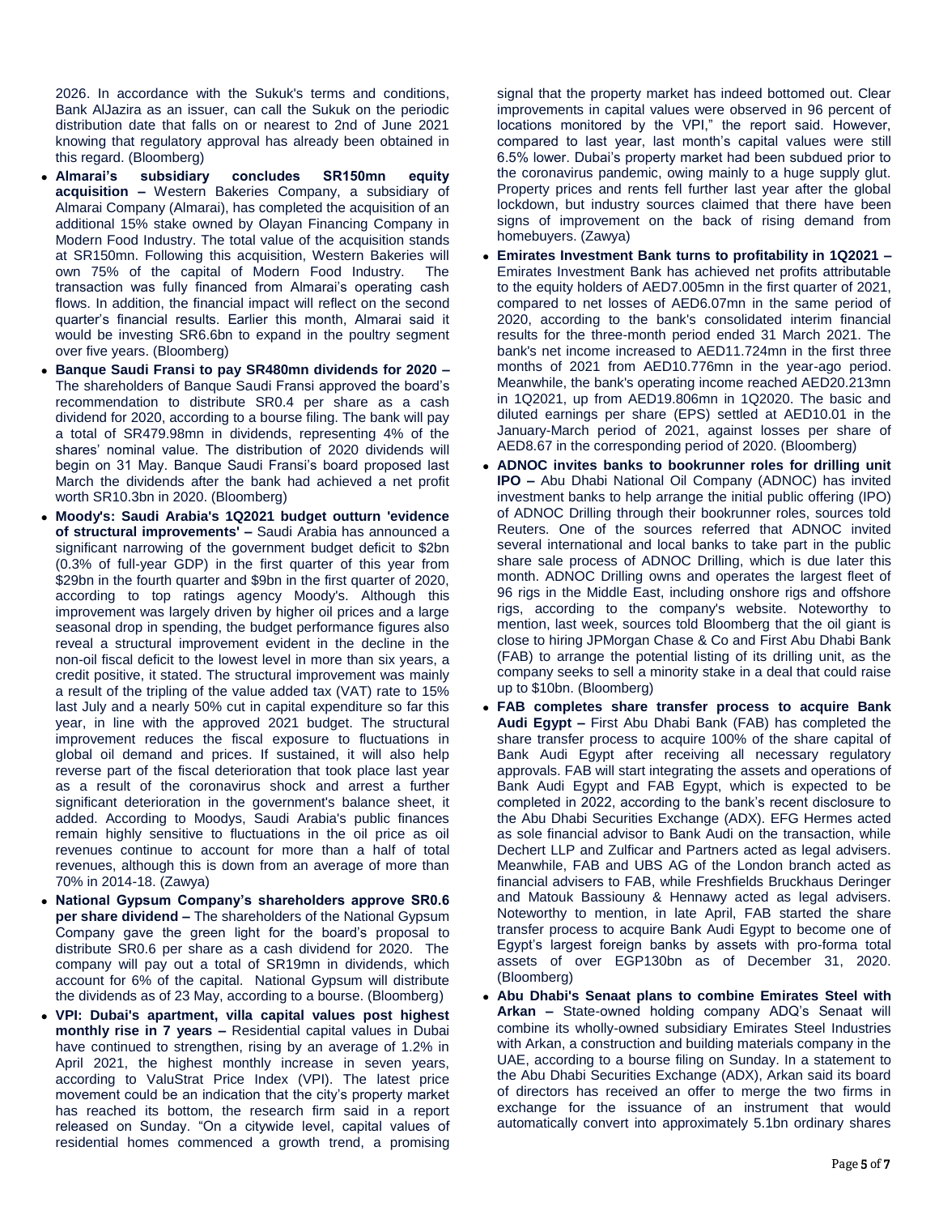2026. In accordance with the Sukuk's terms and conditions, Bank AlJazira as an issuer, can call the Sukuk on the periodic distribution date that falls on or nearest to 2nd of June 2021 knowing that regulatory approval has already been obtained in this regard. (Bloomberg)

- **Almarai's subsidiary concludes SR150mn equity acquisition –** Western Bakeries Company, a subsidiary of Almarai Company (Almarai), has completed the acquisition of an additional 15% stake owned by Olayan Financing Company in Modern Food Industry. The total value of the acquisition stands at SR150mn. Following this acquisition, Western Bakeries will own 75% of the capital of Modern Food Industry. The transaction was fully financed from Almarai's operating cash flows. In addition, the financial impact will reflect on the second quarter's financial results. Earlier this month, Almarai said it would be investing SR6.6bn to expand in the poultry segment over five years. (Bloomberg)
- **Banque Saudi Fransi to pay SR480mn dividends for 2020 –** The shareholders of Banque Saudi Fransi approved the board's recommendation to distribute SR0.4 per share as a cash dividend for 2020, according to a bourse filing. The bank will pay a total of SR479.98mn in dividends, representing 4% of the shares' nominal value. The distribution of 2020 dividends will begin on 31 May. Banque Saudi Fransi's board proposed last March the dividends after the bank had achieved a net profit worth SR10.3bn in 2020. (Bloomberg)
- **Moody's: Saudi Arabia's 1Q2021 budget outturn 'evidence of structural improvements' –** Saudi Arabia has announced a significant narrowing of the government budget deficit to $2bn (0.3% of full-year GDP) in the first quarter of this year from $29bn in the fourth quarter and $9bn in the first quarter of 2020, according to top ratings agency Moody's. Although this improvement was largely driven by higher oil prices and a large seasonal drop in spending, the budget performance figures also reveal a structural improvement evident in the decline in the non-oil fiscal deficit to the lowest level in more than six years, a credit positive, it stated. The structural improvement was mainly a result of the tripling of the value added tax (VAT) rate to 15% last July and a nearly 50% cut in capital expenditure so far this year, in line with the approved 2021 budget. The structural improvement reduces the fiscal exposure to fluctuations in global oil demand and prices. If sustained, it will also help reverse part of the fiscal deterioration that took place last year as a result of the coronavirus shock and arrest a further significant deterioration in the government's balance sheet, it added. According to Moodys, Saudi Arabia's public finances remain highly sensitive to fluctuations in the oil price as oil revenues continue to account for more than a half of total revenues, although this is down from an average of more than 70% in 2014-18. (Zawya)
- **National Gypsum Company's shareholders approve SR0.6 per share dividend –** The shareholders of the National Gypsum Company gave the green light for the board's proposal to distribute SR0.6 per share as a cash dividend for 2020. The company will pay out a total of SR19mn in dividends, which account for 6% of the capital. National Gypsum will distribute the dividends as of 23 May, according to a bourse. (Bloomberg)
- **VPI: Dubai's apartment, villa capital values post highest monthly rise in 7 years –** Residential capital values in Dubai have continued to strengthen, rising by an average of 1.2% in April 2021, the highest monthly increase in seven years, according to ValuStrat Price Index (VPI). The latest price movement could be an indication that the city's property market has reached its bottom, the research firm said in a report released on Sunday. "On a citywide level, capital values of residential homes commenced a growth trend, a promising signal that the property market has indeed bottomed out. Clear improvements in capital values were observed in 96 percent of locations monitored by the VPI," the report said. However, compared to last year, last month's capital values were still 6.5% lower. Dubai's property market had been subdued prior to the coronavirus pandemic, owing mainly to a huge supply glut. Property prices and rents fell further last year after the global lockdown, but industry sources claimed that there have been signs of improvement on the back of rising demand from homebuyers. (Zawya)
- **Emirates Investment Bank turns to profitability in 1Q2021 –** Emirates Investment Bank has achieved net profits attributable to the equity holders of AED7.005mn in the first quarter of 2021, compared to net losses of AED6.07mn in the same period of 2020, according to the bank's consolidated interim financial results for the three-month period ended 31 March 2021. The bank's net income increased to AED11.724mn in the first three months of 2021 from AED10.776mn in the year-ago period. Meanwhile, the bank's operating income reached AED20.213mn in 1Q2021, up from AED19.806mn in 1Q2020. The basic and diluted earnings per share (EPS) settled at AED10.01 in the January-March period of 2021, against losses per share of AED8.67 in the corresponding period of 2020. (Bloomberg)
- **ADNOC invites banks to bookrunner roles for drilling unit IPO –** Abu Dhabi National Oil Company (ADNOC) has invited investment banks to help arrange the initial public offering (IPO) of ADNOC Drilling through their bookrunner roles, sources told Reuters. One of the sources referred that ADNOC invited several international and local banks to take part in the public share sale process of ADNOC Drilling, which is due later this month. ADNOC Drilling owns and operates the largest fleet of 96 rigs in the Middle East, including onshore rigs and offshore rigs, according to the company's website. Noteworthy to mention, last week, sources told Bloomberg that the oil giant is close to hiring JPMorgan Chase & Co and First Abu Dhabi Bank (FAB) to arrange the potential listing of its drilling unit, as the company seeks to sell a minority stake in a deal that could raise up to $10bn. (Bloomberg)
- **FAB completes share transfer process to acquire Bank Audi Egypt –** First Abu Dhabi Bank (FAB) has completed the share transfer process to acquire 100% of the share capital of Bank Audi Egypt after receiving all necessary regulatory approvals. FAB will start integrating the assets and operations of Bank Audi Egypt and FAB Egypt, which is expected to be completed in 2022, according to the bank's recent disclosure to the Abu Dhabi Securities Exchange (ADX). EFG Hermes acted as sole financial advisor to Bank Audi on the transaction, while Dechert LLP and Zulficar and Partners acted as legal advisers. Meanwhile, FAB and UBS AG of the London branch acted as financial advisers to FAB, while Freshfields Bruckhaus Deringer and Matouk Bassiouny & Hennawy acted as legal advisers. Noteworthy to mention, in late April, FAB started the share transfer process to acquire Bank Audi Egypt to become one of Egypt's largest foreign banks by assets with pro-forma total assets of over EGP130bn as of December 31, 2020. (Bloomberg)
- **Abu Dhabi's Senaat plans to combine Emirates Steel with Arkan –** State-owned holding company ADQ's Senaat will combine its wholly-owned subsidiary Emirates Steel Industries with Arkan, a construction and building materials company in the UAE, according to a bourse filing on Sunday. In a statement to the Abu Dhabi Securities Exchange (ADX), Arkan said its board of directors has received an offer to merge the two firms in exchange for the issuance of an instrument that would automatically convert into approximately 5.1bn ordinary shares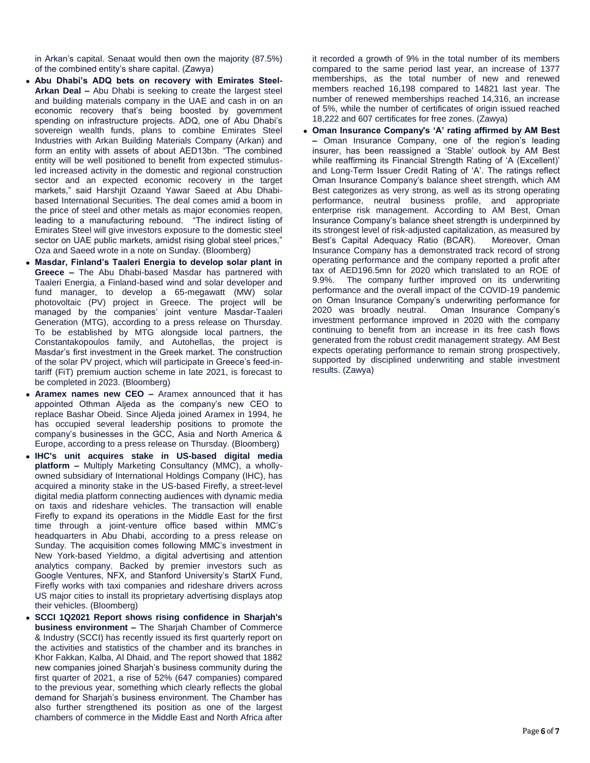in Arkan's capital. Senaat would then own the majority (87.5%) of the combined entity's share capital. (Zawya)

- **Abu Dhabi's ADQ bets on recovery with Emirates Steel-Arkan Deal –** Abu Dhabi is seeking to create the largest steel and building materials company in the UAE and cash in on an economic recovery that's being boosted by government spending on infrastructure projects. ADQ, one of Abu Dhabi's sovereign wealth funds, plans to combine Emirates Steel Industries with Arkan Building Materials Company (Arkan) and form an entity with assets of about AED13bn. "The combined entity will be well positioned to benefit from expected stimulus-led increased activity in the domestic and regional construction sector and an expected economic recovery in the target markets," said Harshjit Ozaand Yawar Saeed at Abu Dhabi-based International Securities. The deal comes amid a boom in the price of steel and other metals as major economies reopen, leading to a manufacturing rebound. "The indirect listing of Emirates Steel will give investors exposure to the domestic steel sector on UAE public markets, amidst rising global steel prices," Oza and Saeed wrote in a note on Sunday. (Bloomberg)
- **Masdar, Finland's Taaleri Energia to develop solar plant in Greece –** The Abu Dhabi-based Masdar has partnered with Taaleri Energia, a Finland-based wind and solar developer and fund manager, to develop a 65-megawatt (MW) solar photovoltaic (PV) project in Greece. The project will be managed by the companies' joint venture Masdar-Taaleri Generation (MTG), according to a press release on Thursday. To be established by MTG alongside local partners, the Constantakopoulos family, and Autohellas, the project is Masdar's first investment in the Greek market. The construction of the solar PV project, which will participate in Greece's feed-in-tariff (FiT) premium auction scheme in late 2021, is forecast to be completed in 2023. (Bloomberg)
- **Aramex names new CEO –** Aramex announced that it has appointed Othman Aljeda as the company's new CEO to replace Bashar Obeid. Since Aljeda joined Aramex in 1994, he has occupied several leadership positions to promote the company's businesses in the GCC, Asia and North America & Europe, according to a press release on Thursday. (Bloomberg)
- **IHC's unit acquires stake in US-based digital media platform –** Multiply Marketing Consultancy (MMC), a wholly-owned subsidiary of International Holdings Company (IHC), has acquired a minority stake in the US-based Firefly, a street-level digital media platform connecting audiences with dynamic media on taxis and rideshare vehicles. The transaction will enable Firefly to expand its operations in the Middle East for the first time through a joint-venture office based within MMC's headquarters in Abu Dhabi, according to a press release on Sunday. The acquisition comes following MMC's investment in New York-based Yieldmo, a digital advertising and attention analytics company. Backed by premier investors such as Google Ventures, NFX, and Stanford University's StartX Fund, Firefly works with taxi companies and rideshare drivers across US major cities to install its proprietary advertising displays atop their vehicles. (Bloomberg)
- **SCCI 1Q2021 Report shows rising confidence in Sharjah's business environment –** The Sharjah Chamber of Commerce & Industry (SCCI) has recently issued its first quarterly report on the activities and statistics of the chamber and its branches in Khor Fakkan, Kalba, Al Dhaid, and The report showed that 1882 new companies joined Sharjah's business community during the first quarter of 2021, a rise of 52% (647 companies) compared to the previous year, something which clearly reflects the global demand for Sharjah's business environment. The Chamber has also further strengthened its position as one of the largest chambers of commerce in the Middle East and North Africa after it recorded a growth of 9% in the total number of its members compared to the same period last year, an increase of 1377 memberships, as the total number of new and renewed members reached 16,198 compared to 14821 last year. The number of renewed memberships reached 14,316, an increase of 5%, while the number of certificates of origin issued reached 18,222 and 607 certificates for free zones. (Zawya)
- **Oman Insurance Company's 'A' rating affirmed by AM Best –** Oman Insurance Company, one of the region's leading insurer, has been reassigned a 'Stable' outlook by AM Best while reaffirming its Financial Strength Rating of 'A (Excellent)' and Long-Term Issuer Credit Rating of 'A'. The ratings reflect Oman Insurance Company's balance sheet strength, which AM Best categorizes as very strong, as well as its strong operating performance, neutral business profile, and appropriate enterprise risk management. According to AM Best, Oman Insurance Company's balance sheet strength is underpinned by its strongest level of risk-adjusted capitalization, as measured by Best's Capital Adequacy Ratio (BCAR). Moreover, Oman Insurance Company has a demonstrated track record of strong operating performance and the company reported a profit after tax of AED196.5mn for 2020 which translated to an ROE of 9.9%. The company further improved on its underwriting performance and the overall impact of the COVID-19 pandemic on Oman Insurance Company's underwriting performance for 2020 was broadly neutral. Oman Insurance Company's investment performance improved in 2020 with the company continuing to benefit from an increase in its free cash flows generated from the robust credit management strategy. AM Best expects operating performance to remain strong prospectively, supported by disciplined underwriting and stable investment results. (Zawya)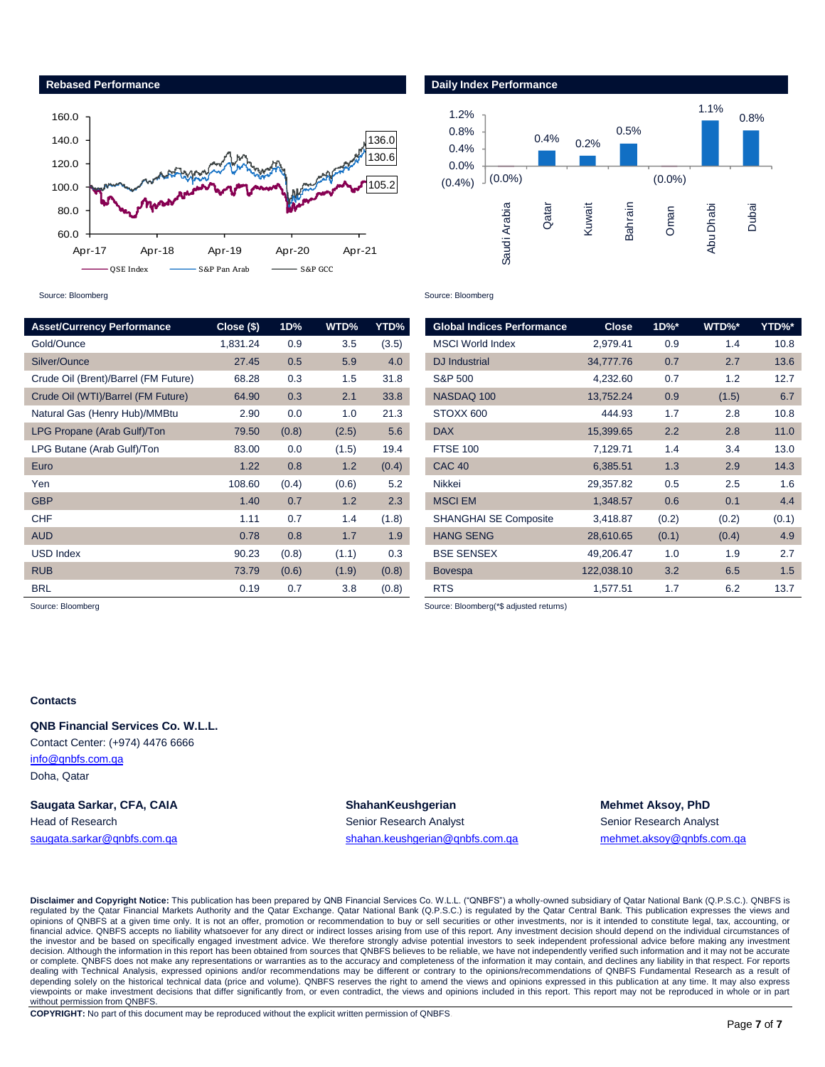**Rebased Performance**

160.0
140.0
120.0
100.0
80.0
60.0
Apr-17
Apr-18
Apr-19
Apr-20
Apr-21
136.0
130.6
105.2
QSE Index
S&P Pan Arab
S&P GCC

Source: Bloomberg

**Daily Index Performance**

1.2%
0.8%
0.4%
0.0%
(0.4%)
(0.0%)
0.4%
0.2%
0.5%
(0.0%)
1.1%
0.8%
Saudi Arabia
Qatar
Kuwait
Bahrain
Oman
Abu Dhabi
Dubai

Source: Bloomberg

| Asset/Currency Performance | Close ($) | 1D% | WTD% | YTD% |
|---|---|---|---|---|
| Gold/Ounce | 1,831.24 | 0.9 | 3.5 | (3.5) |
| Silver/Ounce | 27.45 | 0.5 | 5.9 | 4.0 |
| Crude Oil (Brent)/Barrel (FM Future) | 68.28 | 0.3 | 1.5 | 31.8 |
| Crude Oil (WTI)/Barrel (FM Future) | 64.90 | 0.3 | 2.1 | 33.8 |
| Natural Gas (Henry Hub)/MMBtu | 2.90 | 0.0 | 1.0 | 21.3 |
| LPG Propane (Arab Gulf)/Ton | 79.50 | (0.8) | (2.5) | 5.6 |
| LPG Butane (Arab Gulf)/Ton | 83.00 | 0.0 | (1.5) | 19.4 |
| Euro | 1.22 | 0.8 | 1.2 | (0.4) |
| Yen | 108.60 | (0.4) | (0.6) | 5.2 |
| GBP | 1.40 | 0.7 | 1.2 | 2.3 |
| CHF | 1.11 | 0.7 | 1.4 | (1.8) |
| AUD | 0.78 | 0.8 | 1.7 | 1.9 |
| USD Index | 90.23 | (0.8) | (1.1) | 0.3 |
| RUB | 73.79 | (0.6) | (1.9) | (0.8) |
| BRL | 0.19 | 0.7 | 3.8 | (0.8) |

Source: Bloomberg

| Global Indices Performance | Close | 1D%* | WTD%* | YTD%* |
|---|---|---|---|---|
| MSCI World Index | 2,979.41 | 0.9 | 1.4 | 10.8 |
| DJ Industrial | 34,777.76 | 0.7 | 2.7 | 13.6 |
| S&P 500 | 4,232.60 | 0.7 | 1.2 | 12.7 |
| NASDAQ 100 | 13,752.24 | 0.9 | (1.5) | 6.7 |
| STOXX 600 | 444.93 | 1.7 | 2.8 | 10.8 |
| DAX | 15,399.65 | 2.2 | 2.8 | 11.0 |
| FTSE 100 | 7,129.71 | 1.4 | 3.4 | 13.0 |
| CAC 40 | 6,385.51 | 1.3 | 2.9 | 14.3 |
| Nikkei | 29,357.82 | 0.5 | 2.5 | 1.6 |
| MSCI EM | 1,348.57 | 0.6 | 0.1 | 4.4 |
| SHANGHAI SE Composite | 3,418.87 | (0.2) | (0.2) | (0.1) |
| HANG SENG | 28,610.65 | (0.1) | (0.4) | 4.9 |
| BSE SENSEX | 49,206.47 | 1.0 | 1.9 | 2.7 |
| Bovespa | 122,038.10 | 3.2 | 6.5 | 1.5 |
| RTS | 1,577.51 | 1.7 | 6.2 | 13.7 |

Source: Bloomberg(*$ adjusted returns)

**Contacts**

**QNB Financial Services Co. W.L.L.**
Contact Center: (+974) 4476 6666
info@qnbfs.com.qa
Doha, Qatar

**Saugata Sarkar, CFA, CAIA**
Head of Research
saugata.sarkar@qnbfs.com.qa

**ShahanKeushgerian**
Senior Research Analyst
shahan.keushgerian@qnbfs.com.qa

**Mehmet Aksoy, PhD**
Senior Research Analyst
mehmet.aksoy@qnbfs.com.qa

**Disclaimer and Copyright Notice:** This publication has been prepared by QNB Financial Services Co. W.L.L. ("QNBFS") a wholly-owned subsidiary of Qatar National Bank (Q.P.S.C.). QNBFS is regulated by the Qatar Financial Markets Authority and the Qatar Exchange. Qatar National Bank (Q.P.S.C.) is regulated by the Qatar Central Bank. This publication expresses the views and opinions of QNBFS at a given time only. It is not an offer, promotion or recommendation to buy or sell securities or other investments, nor is it intended to constitute legal, tax, accounting, or financial advice. QNBFS accepts no liability whatsoever for any direct or indirect losses arising from use of this report. Any investment decision should depend on the individual circumstances of the investor and be based on specifically engaged investment advice. We therefore strongly advise potential investors to seek independent professional advice before making any investment decision. Although the information in this report has been obtained from sources that QNBFS believes to be reliable, we have not independently verified such information and it may not be accurate or complete. QNBFS does not make any representations or warranties as to the accuracy and completeness of the information it may contain, and declines any liability in that respect. For reports dealing with Technical Analysis, expressed opinions and/or recommendations may be different or contrary to the opinions/recommendations of QNBFS Fundamental Research as a result of depending solely on the historical technical data (price and volume). QNBFS reserves the right to amend the views and opinions expressed in this publication at any time. It may also express viewpoints or make investment decisions that differ significantly from, or even contradict, the views and opinions included in this report. This report may not be reproduced in whole or in part without permission from QNBFS.

**COPYRIGHT:** No part of this document may be reproduced without the explicit written permission of QNBFS.